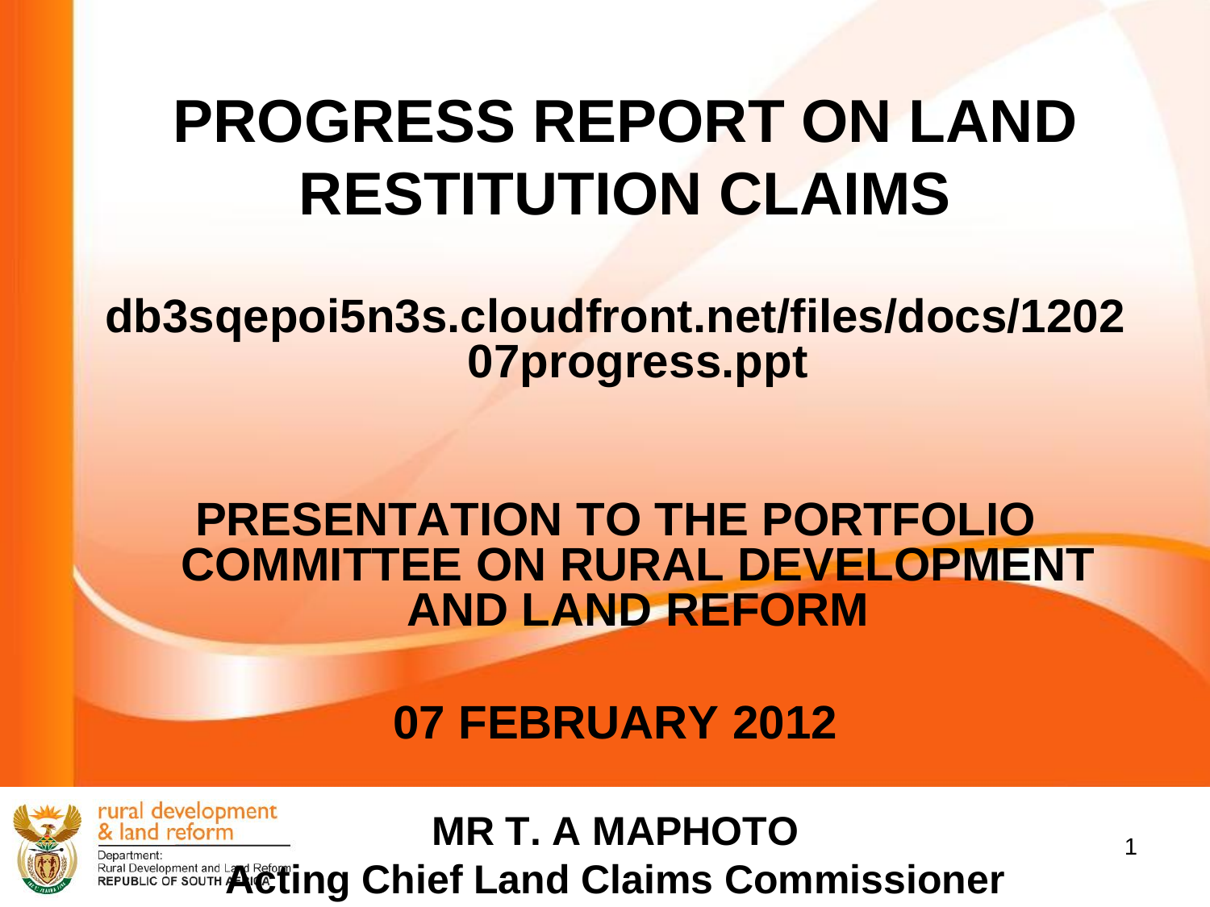# PROGRESS REPORT ON LAND RESTITUTION CLAIMS

**db3sqepoi5n3s.cloudfront.net/files/docs/120207progress.ppt**

## PRESENTATION TO THE PORTFOLIO COMMITTEE ON RURAL DEVELOPMENT AND LAND REFORM

## 07 FEBRUARY 2012

rural development & land reform

Department: Rural Development and Land Reform
REPUBLIC OF SOUTH AFRICA

**MR T. A MAPHOTO**
**Acting Chief Land Claims Commissioner**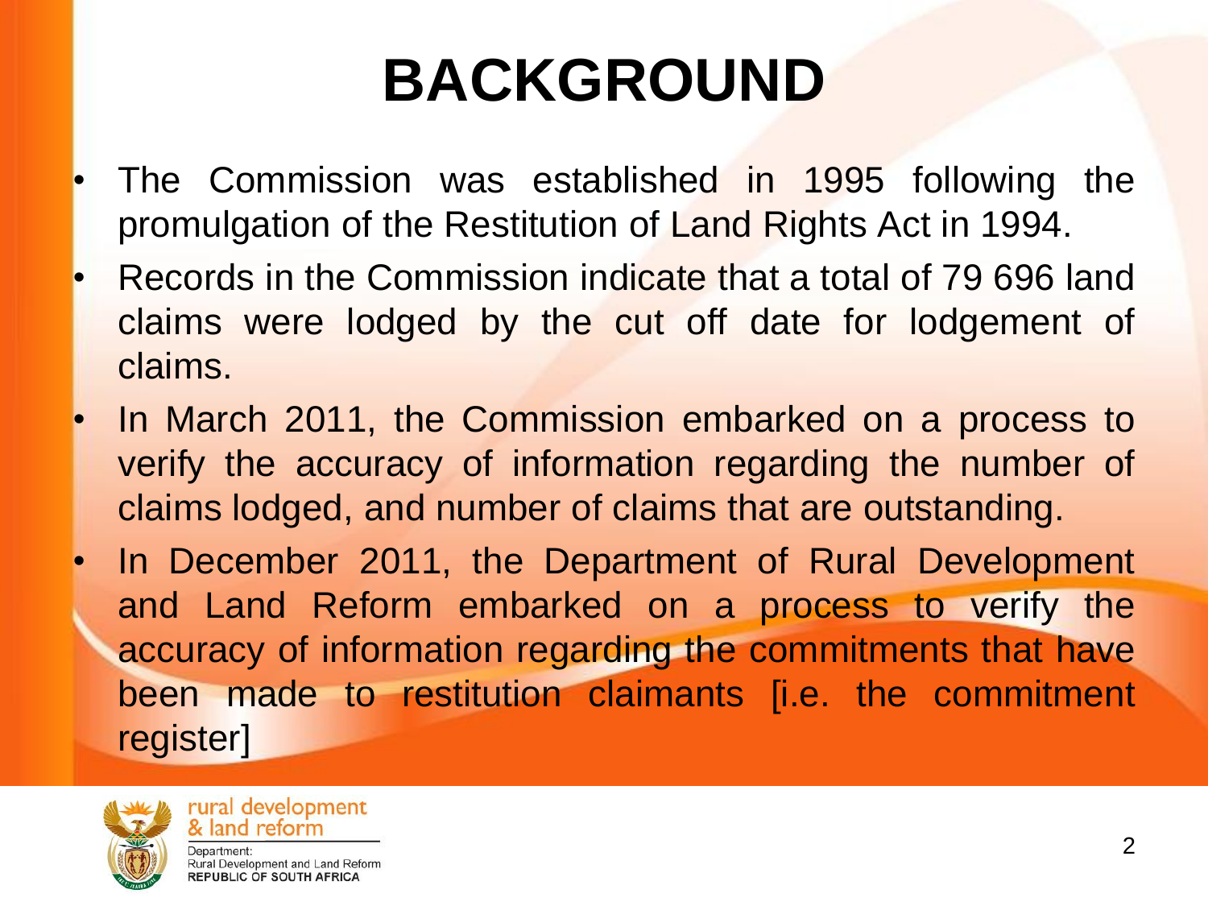# BACKGROUND

- The Commission was established in 1995 following the promulgation of the Restitution of Land Rights Act in 1994.
- Records in the Commission indicate that a total of 79 696 land claims were lodged by the cut off date for lodgement of claims.
- In March 2011, the Commission embarked on a process to verify the accuracy of information regarding the number of claims lodged, and number of claims that are outstanding.
- In December 2011, the Department of Rural Development and Land Reform embarked on a process to verify the accuracy of information regarding the commitments that have been made to restitution claimants [i.e. the commitment register]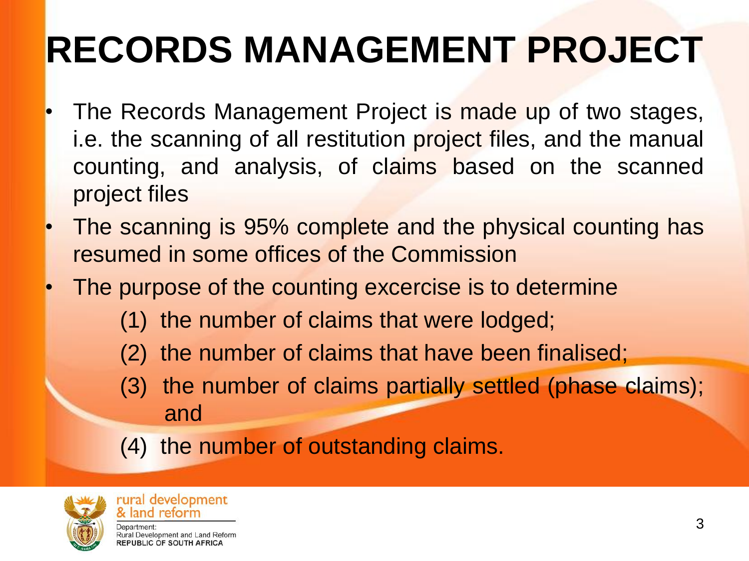# RECORDS MANAGEMENT PROJECT

- The Records Management Project is made up of two stages, i.e. the scanning of all restitution project files, and the manual counting, and analysis, of claims based on the scanned project files
- The scanning is 95% complete and the physical counting has resumed in some offices of the Commission
- The purpose of the counting excercise is to determine
  - (1) the number of claims that were lodged;
  - (2) the number of claims that have been finalised;
  - (3) the number of claims partially settled (phase claims); and
  - (4) the number of outstanding claims.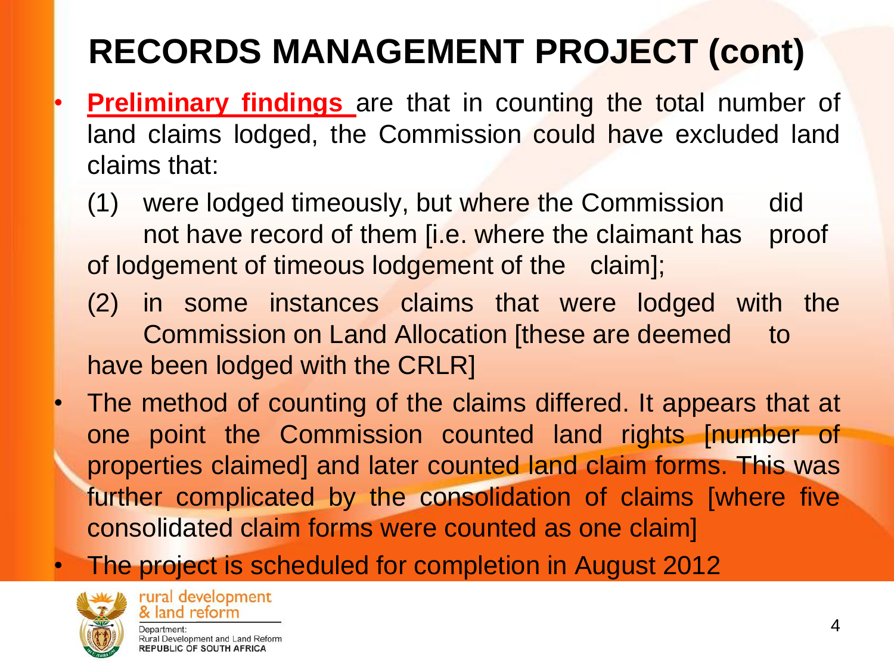# RECORDS MANAGEMENT PROJECT (cont)

- **Preliminary findings** are that in counting the total number of land claims lodged, the Commission could have excluded land claims that:

  (1) were lodged timeously, but where the Commission did not have record of them [i.e. where the claimant has proof of lodgement of timeous lodgement of the claim];

  (2) in some instances claims that were lodged with the Commission on Land Allocation [these are deemed to have been lodged with the CRLR]

- The method of counting of the claims differed. It appears that at one point the Commission counted land rights [number of properties claimed] and later counted land claim forms. This was further complicated by the consolidation of claims [where five consolidated claim forms were counted as one claim]
- The project is scheduled for completion in August 2012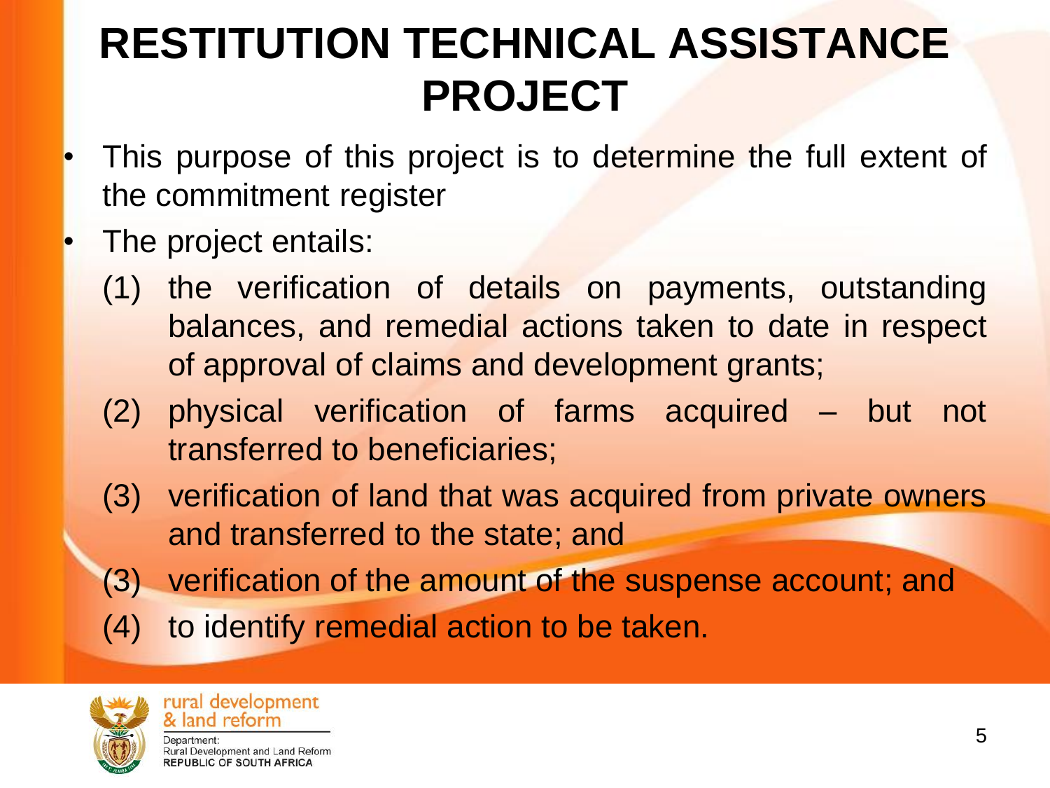# RESTITUTION TECHNICAL ASSISTANCE PROJECT

- This purpose of this project is to determine the full extent of the commitment register
- The project entails:
  - (1) the verification of details on payments, outstanding balances, and remedial actions taken to date in respect of approval of claims and development grants;
  - (2) physical verification of farms acquired – but not transferred to beneficiaries;
  - (3) verification of land that was acquired from private owners and transferred to the state; and
  - (3) verification of the amount of the suspense account; and
  - (4) to identify remedial action to be taken.

rural development & land reform

Department: Rural Development and Land Reform
REPUBLIC OF SOUTH AFRICA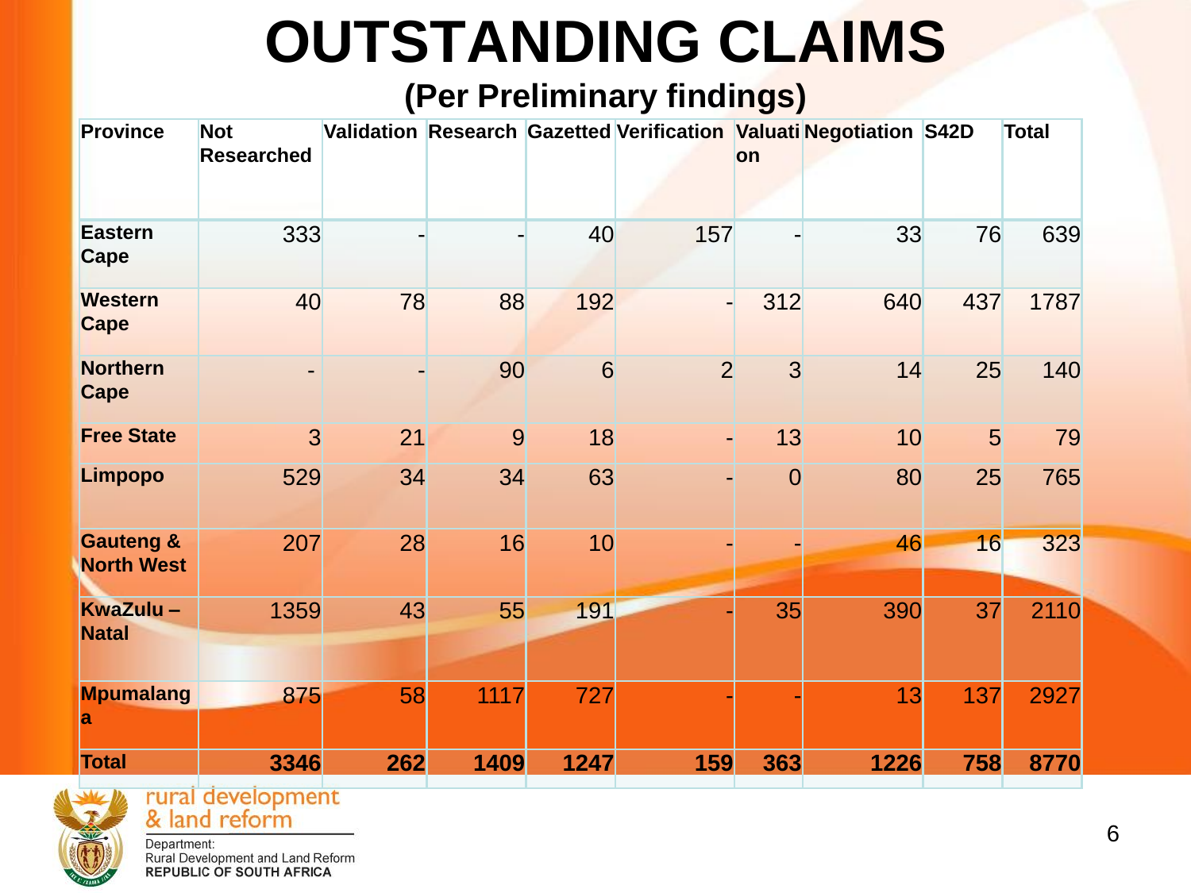# OUTSTANDING CLAIMS

## (Per Preliminary findings)

| Province | Not Researched | Validation | Research | Gazetted | Verification | Valuation | Negotiation | S42D | Total |
|---|---|---|---|---|---|---|---|---|---|
| **Eastern Cape** | 333 | - | - | 40 | 157 | - | 33 | 76 | 639 |
| **Western Cape** | 40 | 78 | 88 | 192 | - | 312 | 640 | 437 | 1787 |
| **Northern Cape** | - | - | 90 | 6 | 2 | 3 | 14 | 25 | 140 |
| **Free State** | 3 | 21 | 9 | 18 | - | 13 | 10 | 5 | 79 |
| **Limpopo** | 529 | 34 | 34 | 63 | - | 0 | 80 | 25 | 765 |
| **Gauteng & North West** | 207 | 28 | 16 | 10 | - | - | 46 | 16 | 323 |
| **KwaZulu – Natal** | 1359 | 43 | 55 | 191 | - | 35 | 390 | 37 | 2110 |
| **Mpumalanga** | 875 | 58 | 1117 | 727 | - | - | 13 | 137 | 2927 |
| **Total** | **3346** | **262** | **1409** | **1247** | **159** | **363** | **1226** | **758** | **8770** |

rural development & land reform

Department:
Rural Development and Land Reform
REPUBLIC OF SOUTH AFRICA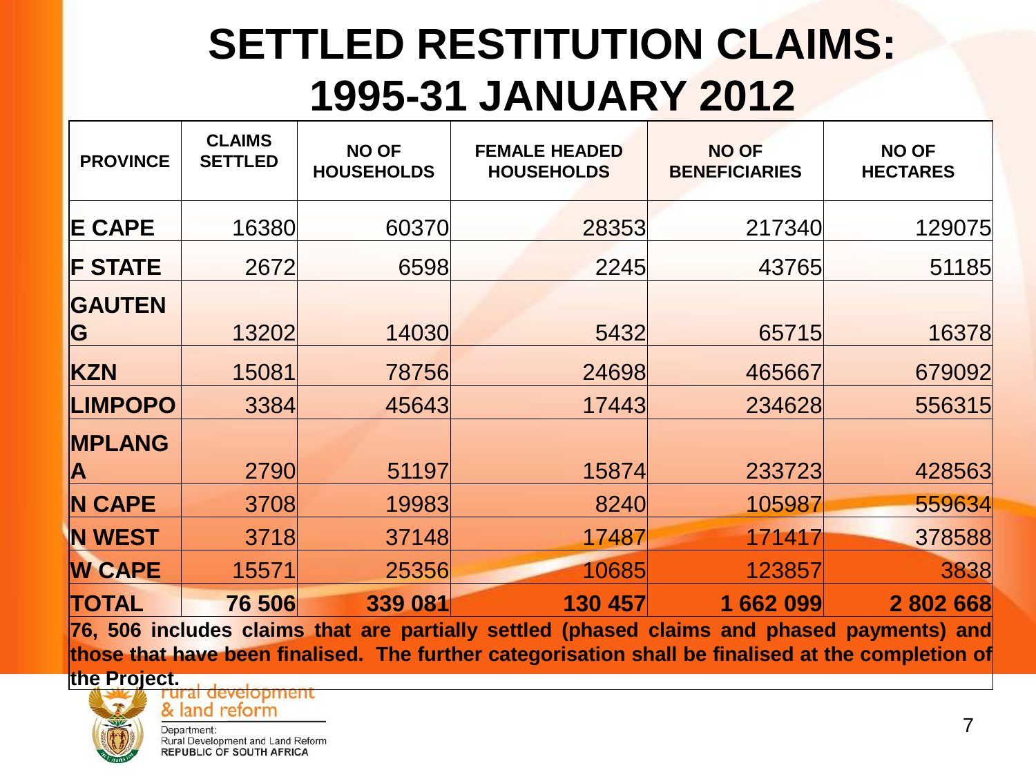# SETTLED RESTITUTION CLAIMS: 1995-31 JANUARY 2012

| PROVINCE | CLAIMS SETTLED | NO OF HOUSEHOLDS | FEMALE HEADED HOUSEHOLDS | NO OF BENEFICIARIES | NO OF HECTARES |
|---|---|---|---|---|---|
| **E CAPE** | 16380 | 60370 | 28353 | 217340 | 129075 |
| **F STATE** | 2672 | 6598 | 2245 | 43765 | 51185 |
| **GAUTENG** | 13202 | 14030 | 5432 | 65715 | 16378 |
| **KZN** | 15081 | 78756 | 24698 | 465667 | 679092 |
| **LIMPOPO** | 3384 | 45643 | 17443 | 234628 | 556315 |
| **MPLANGA** | 2790 | 51197 | 15874 | 233723 | 428563 |
| **N CAPE** | 3708 | 19983 | 8240 | 105987 | 559634 |
| **N WEST** | 3718 | 37148 | 17487 | 171417 | 378588 |
| **W CAPE** | 15571 | 25356 | 10685 | 123857 | 3838 |
| **TOTAL** | **76 506** | **339 081** | **130 457** | **1 662 099** | **2 802 668** |

**76, 506 includes claims that are partially settled (phased claims and phased payments) and those that have been finalised. The further categorisation shall be finalised at the completion of the Project.**

rural development & land reform

Department: Rural Development and Land Reform
REPUBLIC OF SOUTH AFRICA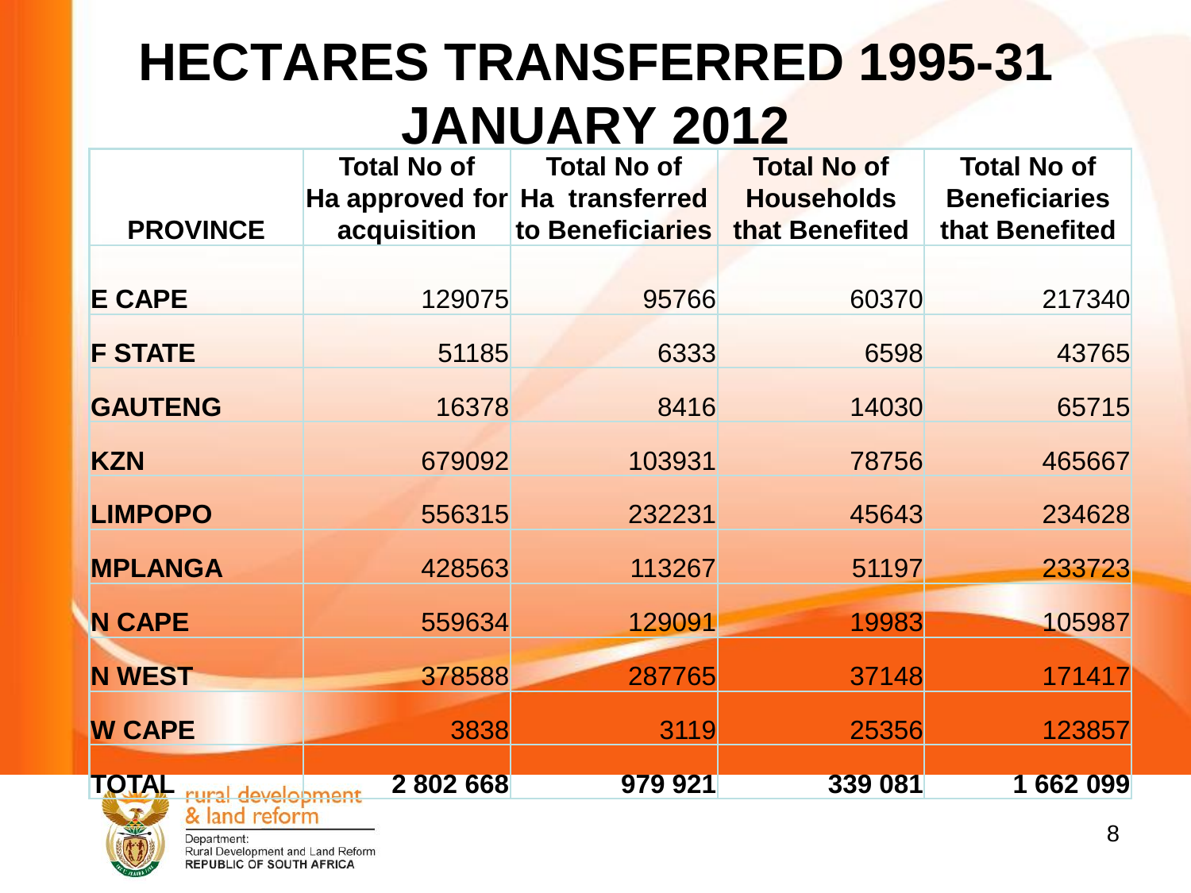# HECTARES TRANSFERRED 1995-31 JANUARY 2012

| PROVINCE | Total No of Ha approved for acquisition | Total No of Ha transferred to Beneficiaries | Total No of Households that Benefited | Total No of Beneficiaries that Benefited |
|---|---|---|---|---|
| E CAPE | 129075 | 95766 | 60370 | 217340 |
| F STATE | 51185 | 6333 | 6598 | 43765 |
| GAUTENG | 16378 | 8416 | 14030 | 65715 |
| KZN | 679092 | 103931 | 78756 | 465667 |
| LIMPOPO | 556315 | 232231 | 45643 | 234628 |
| MPLANGA | 428563 | 113267 | 51197 | 233723 |
| N CAPE | 559634 | 129091 | 19983 | 105987 |
| N WEST | 378588 | 287765 | 37148 | 171417 |
| W CAPE | 3838 | 3119 | 25356 | 123857 |
| **TOTAL** | **2 802 668** | **979 921** | **339 081** | **1 662 099** |

rural development & land reform

Department: Rural Development and Land Reform
REPUBLIC OF SOUTH AFRICA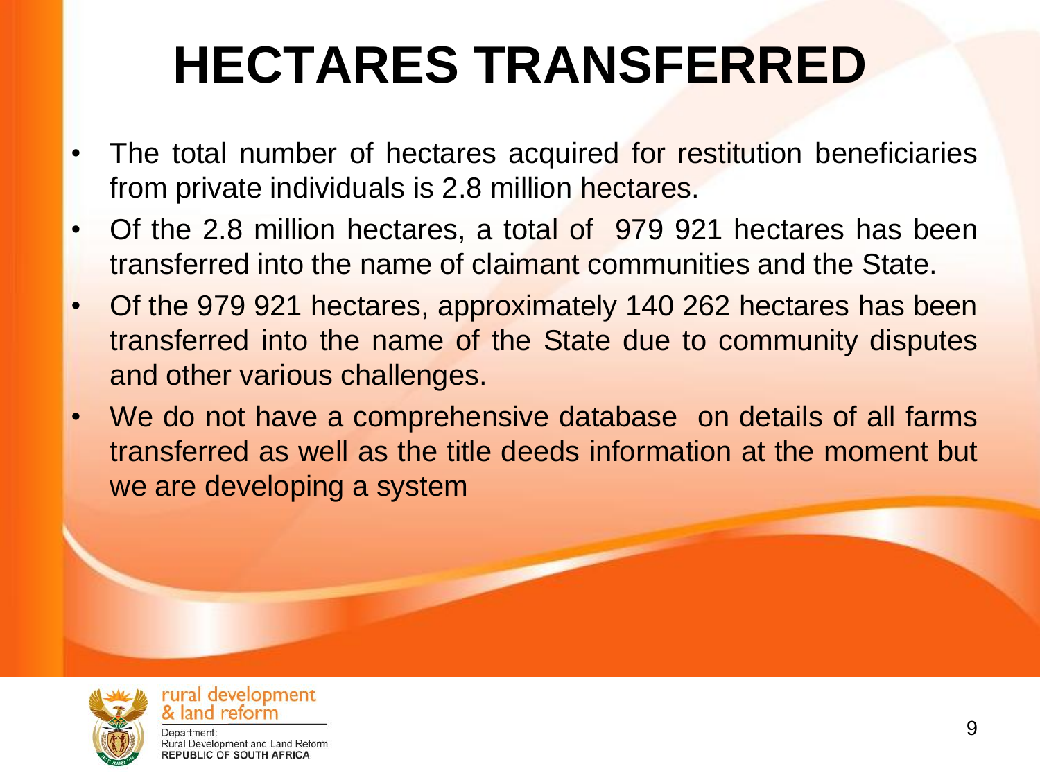# HECTARES TRANSFERRED

- The total number of hectares acquired for restitution beneficiaries from private individuals is 2.8 million hectares.
- Of the 2.8 million hectares, a total of 979 921 hectares has been transferred into the name of claimant communities and the State.
- Of the 979 921 hectares, approximately 140 262 hectares has been transferred into the name of the State due to community disputes and other various challenges.
- We do not have a comprehensive database on details of all farms transferred as well as the title deeds information at the moment but we are developing a system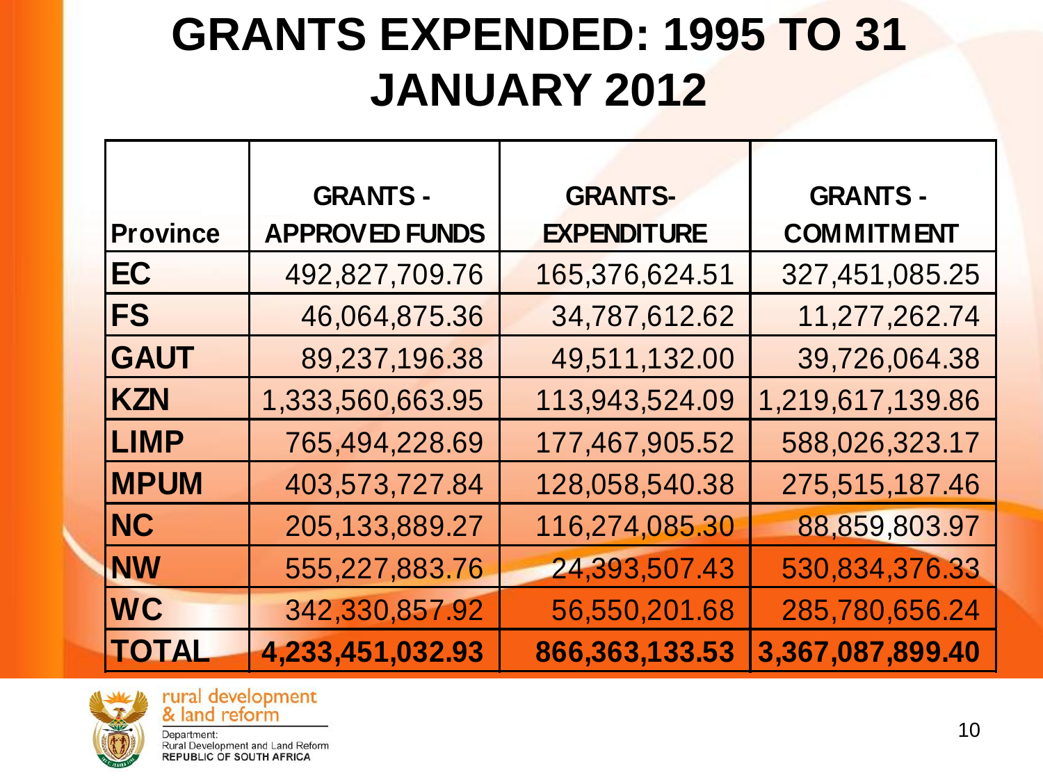# GRANTS EXPENDED: 1995 TO 31 JANUARY 2012

| Province | GRANTS - APPROVED FUNDS | GRANTS- EXPENDITURE | GRANTS - COMMITMENT |
|---|---|---|---|
| **EC** | 492,827,709.76 | 165,376,624.51 | 327,451,085.25 |
| **FS** | 46,064,875.36 | 34,787,612.62 | 11,277,262.74 |
| **GAUT** | 89,237,196.38 | 49,511,132.00 | 39,726,064.38 |
| **KZN** | 1,333,560,663.95 | 113,943,524.09 | 1,219,617,139.86 |
| **LIMP** | 765,494,228.69 | 177,467,905.52 | 588,026,323.17 |
| **MPUM** | 403,573,727.84 | 128,058,540.38 | 275,515,187.46 |
| **NC** | 205,133,889.27 | 116,274,085.30 | 88,859,803.97 |
| **NW** | 555,227,883.76 | 24,393,507.43 | 530,834,376.33 |
| **WC** | 342,330,857.92 | 56,550,201.68 | 285,780,656.24 |
| **TOTAL** | **4,233,451,032.93** | **866,363,133.53** | **3,367,087,899.40** |

rural development & land reform

Department: Rural Development and Land Reform
REPUBLIC OF SOUTH AFRICA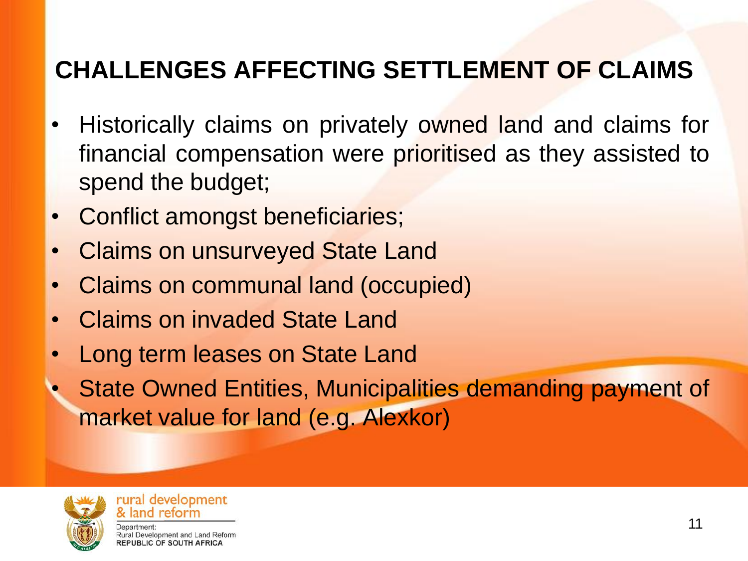# CHALLENGES AFFECTING SETTLEMENT OF CLAIMS

- Historically claims on privately owned land and claims for financial compensation were prioritised as they assisted to spend the budget;
- Conflict amongst beneficiaries;
- Claims on unsurveyed State Land
- Claims on communal land (occupied)
- Claims on invaded State Land
- Long term leases on State Land
- State Owned Entities, Municipalities demanding payment of market value for land (e.g. Alexkor)

rural development & land reform

Department: Rural Development and Land Reform REPUBLIC OF SOUTH AFRICA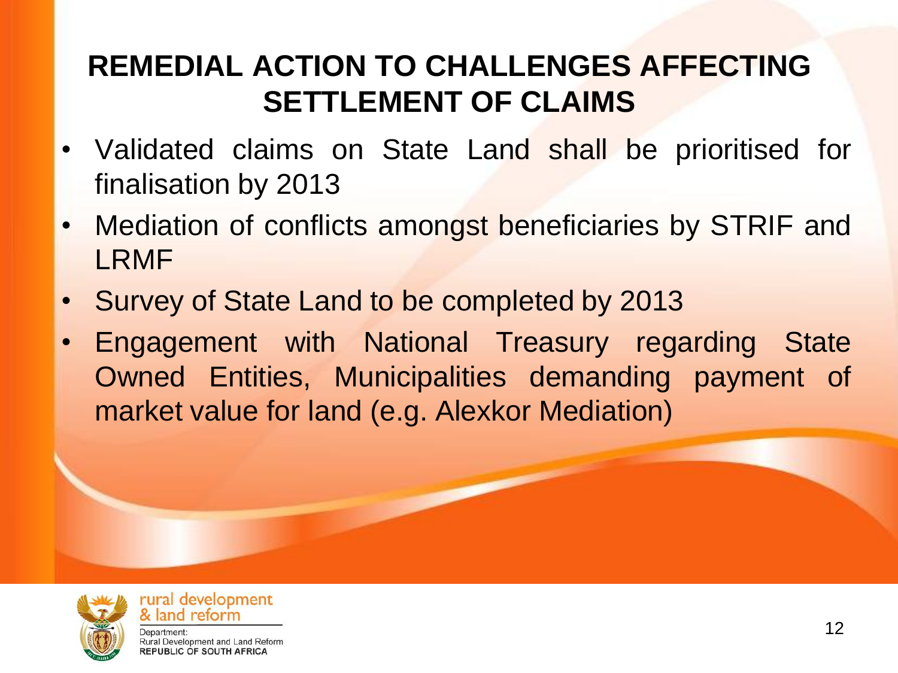# REMEDIAL ACTION TO CHALLENGES AFFECTING SETTLEMENT OF CLAIMS

- Validated claims on State Land shall be prioritised for finalisation by 2013
- Mediation of conflicts amongst beneficiaries by STRIF and LRMF
- Survey of State Land to be completed by 2013
- Engagement with National Treasury regarding State Owned Entities, Municipalities demanding payment of market value for land (e.g. Alexkor Mediation)

rural development & land reform

Department: Rural Development and Land Reform
REPUBLIC OF SOUTH AFRICA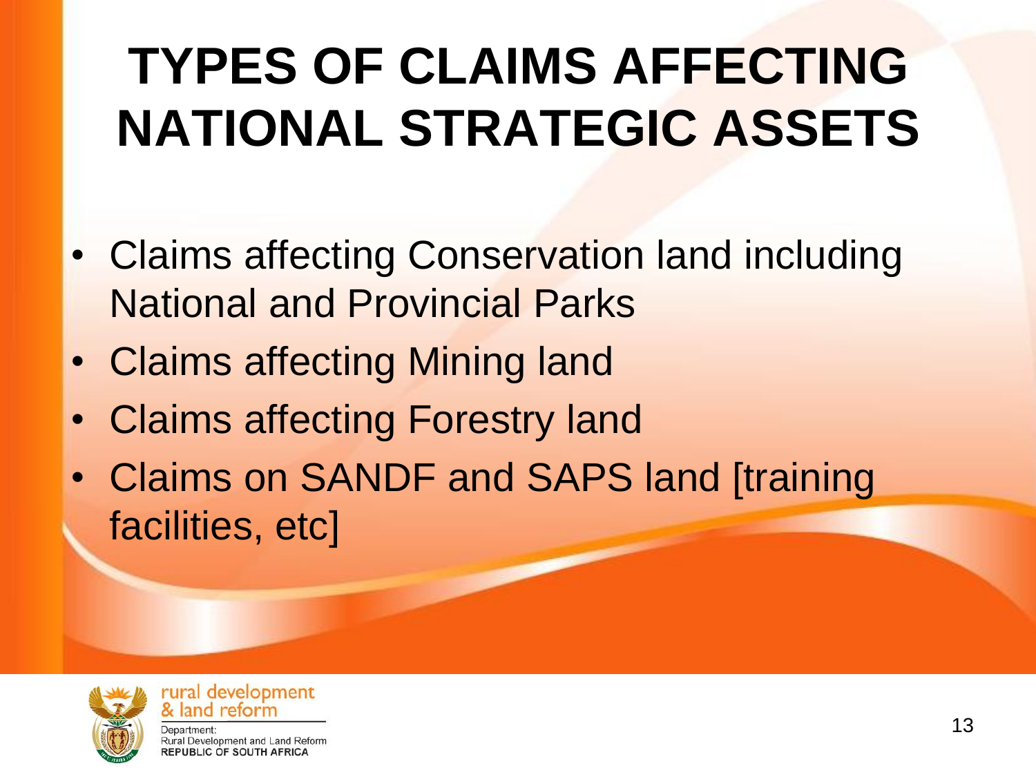# TYPES OF CLAIMS AFFECTING NATIONAL STRATEGIC ASSETS

- Claims affecting Conservation land including National and Provincial Parks
- Claims affecting Mining land
- Claims affecting Forestry land
- Claims on SANDF and SAPS land [training facilities, etc]

rural development & land reform

Department: Rural Development and Land Reform
REPUBLIC OF SOUTH AFRICA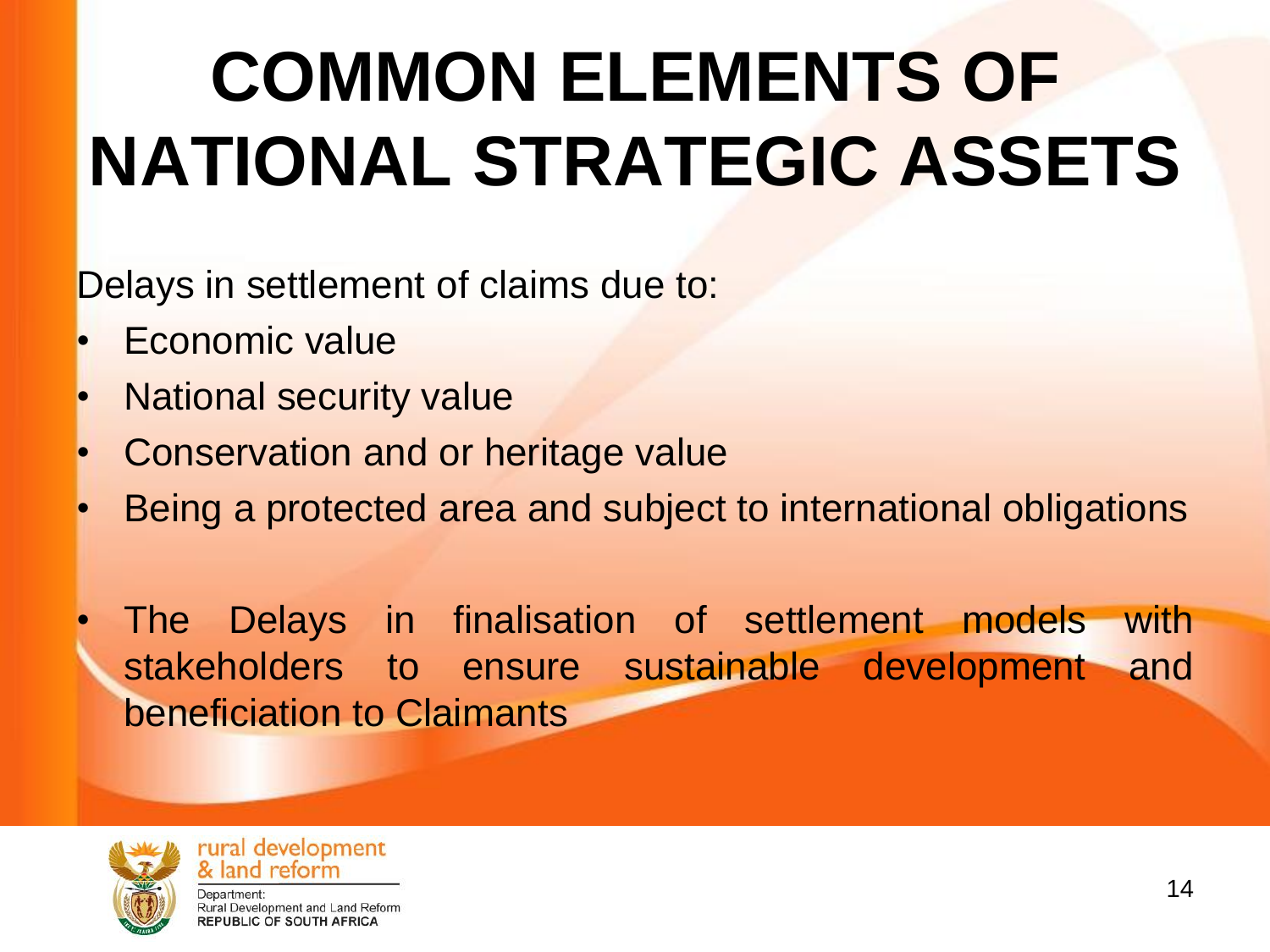# COMMON ELEMENTS OF NATIONAL STRATEGIC ASSETS

Delays in settlement of claims due to:

- Economic value
- National security value
- Conservation and or heritage value
- Being a protected area and subject to international obligations

- The Delays in finalisation of settlement models with stakeholders to ensure sustainable development and beneficiation to Claimants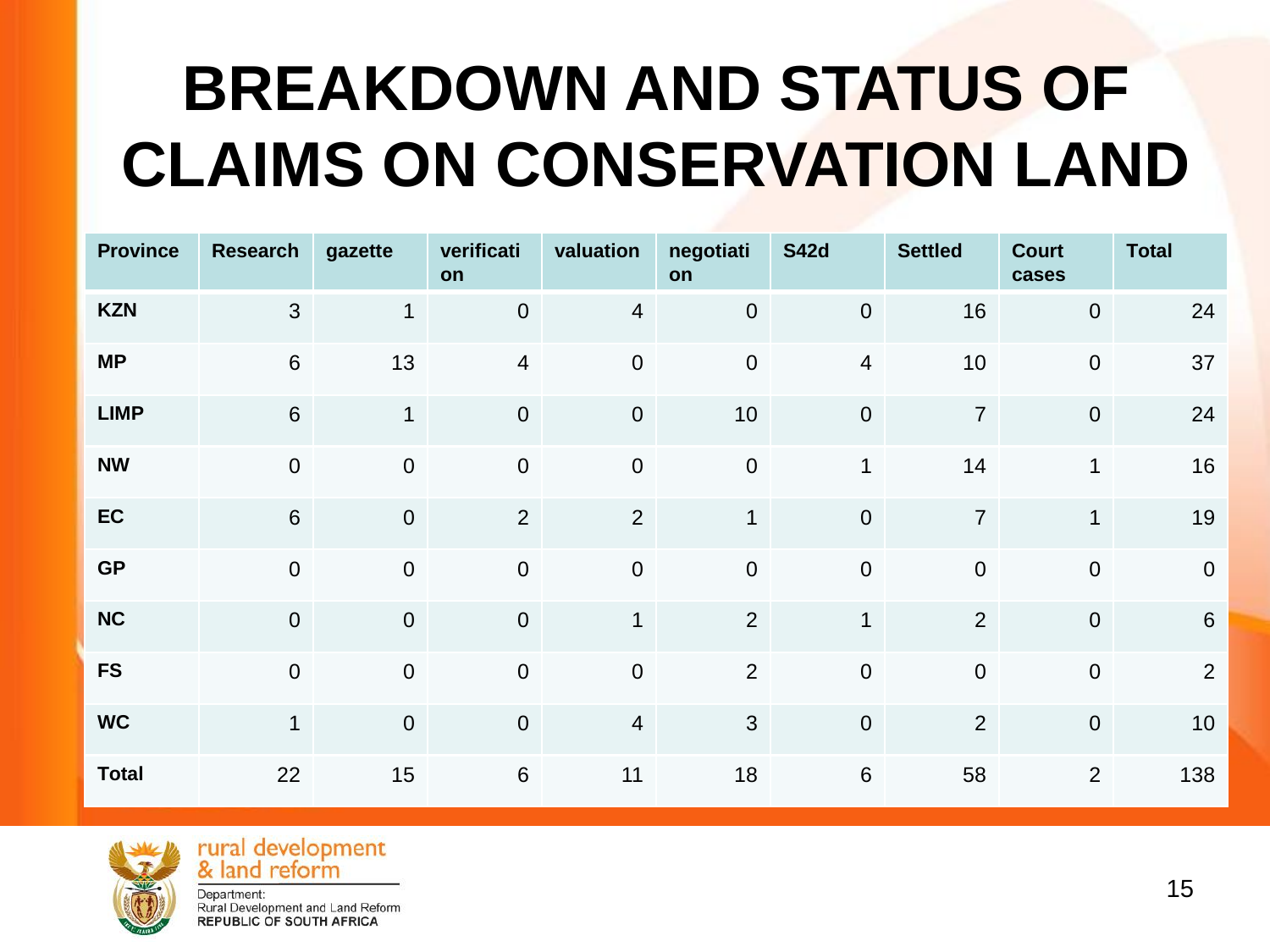# BREAKDOWN AND STATUS OF CLAIMS ON CONSERVATION LAND

| Province | Research | gazette | verification | valuation | negotiation | S42d | Settled | Court cases | Total |
|---|---|---|---|---|---|---|---|---|---|
| **KZN** | 3 | 1 | 0 | 4 | 0 | 0 | 16 | 0 | 24 |
| **MP** | 6 | 13 | 4 | 0 | 0 | 4 | 10 | 0 | 37 |
| **LIMP** | 6 | 1 | 0 | 0 | 10 | 0 | 7 | 0 | 24 |
| **NW** | 0 | 0 | 0 | 0 | 0 | 1 | 14 | 1 | 16 |
| **EC** | 6 | 0 | 2 | 2 | 1 | 0 | 7 | 1 | 19 |
| **GP** | 0 | 0 | 0 | 0 | 0 | 0 | 0 | 0 | 0 |
| **NC** | 0 | 0 | 0 | 1 | 2 | 1 | 2 | 0 | 6 |
| **FS** | 0 | 0 | 0 | 0 | 2 | 0 | 0 | 0 | 2 |
| **WC** | 1 | 0 | 0 | 4 | 3 | 0 | 2 | 0 | 10 |
| **Total** | 22 | 15 | 6 | 11 | 18 | 6 | 58 | 2 | 138 |

rural development & land reform

Department: Rural Development and Land Reform
REPUBLIC OF SOUTH AFRICA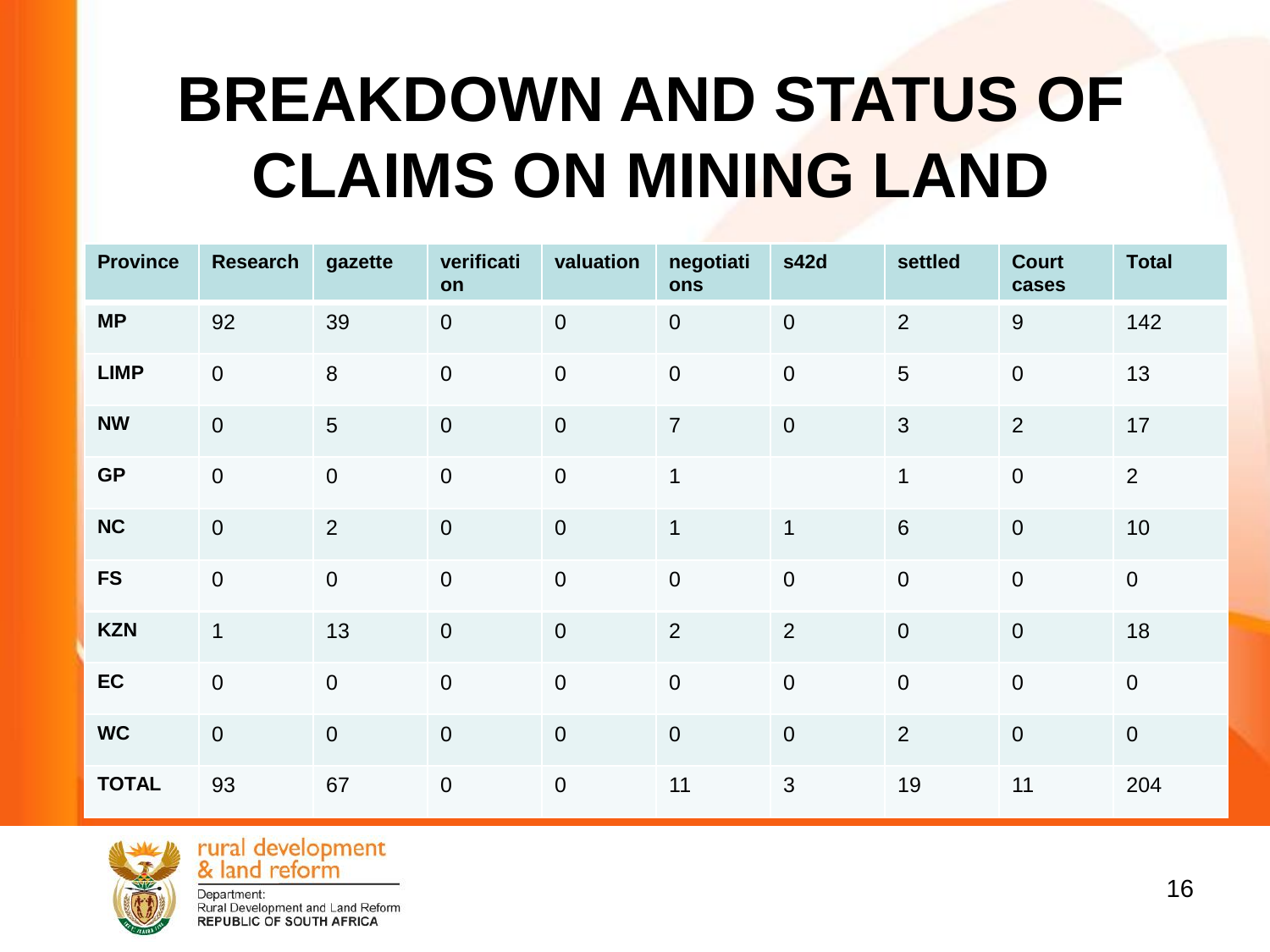# BREAKDOWN AND STATUS OF CLAIMS ON MINING LAND

| Province | Research | gazette | verification | valuation | negotiations | s42d | settled | Court cases | Total |
|---|---|---|---|---|---|---|---|---|---|
| **MP** | 92 | 39 | 0 | 0 | 0 | 0 | 2 | 9 | 142 |
| **LIMP** | 0 | 8 | 0 | 0 | 0 | 0 | 5 | 0 | 13 |
| **NW** | 0 | 5 | 0 | 0 | 7 | 0 | 3 | 2 | 17 |
| **GP** | 0 | 0 | 0 | 0 | 1 | | 1 | 0 | 2 |
| **NC** | 0 | 2 | 0 | 0 | 1 | 1 | 6 | 0 | 10 |
| **FS** | 0 | 0 | 0 | 0 | 0 | 0 | 0 | 0 | 0 |
| **KZN** | 1 | 13 | 0 | 0 | 2 | 2 | 0 | 0 | 18 |
| **EC** | 0 | 0 | 0 | 0 | 0 | 0 | 0 | 0 | 0 |
| **WC** | 0 | 0 | 0 | 0 | 0 | 0 | 2 | 0 | 0 |
| **TOTAL** | 93 | 67 | 0 | 0 | 11 | 3 | 19 | 11 | 204 |

rural development & land reform

Department: Rural Development and Land Reform
REPUBLIC OF SOUTH AFRICA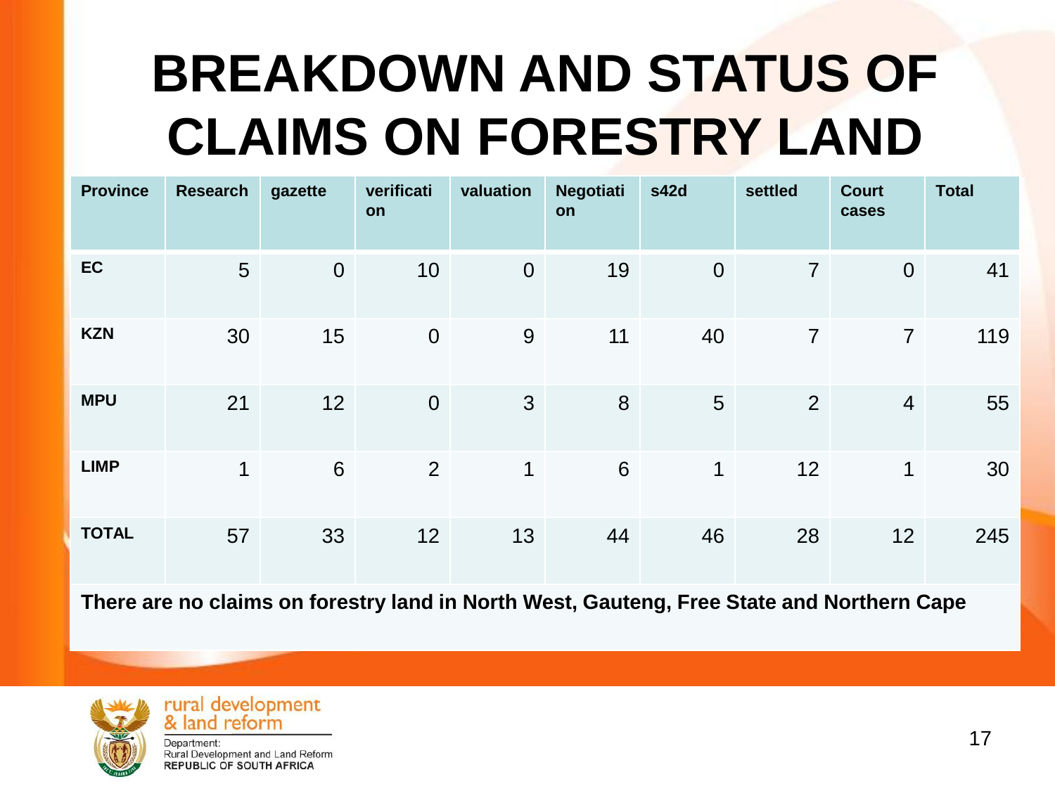# BREAKDOWN AND STATUS OF CLAIMS ON FORESTRY LAND

| Province | Research | gazette | verification | valuation | Negotiation | s42d | settled | Court cases | Total |
|---|---|---|---|---|---|---|---|---|---|
| EC | 5 | 0 | 10 | 0 | 19 | 0 | 7 | 0 | 41 |
| KZN | 30 | 15 | 0 | 9 | 11 | 40 | 7 | 7 | 119 |
| MPU | 21 | 12 | 0 | 3 | 8 | 5 | 2 | 4 | 55 |
| LIMP | 1 | 6 | 2 | 1 | 6 | 1 | 12 | 1 | 30 |
| TOTAL | 57 | 33 | 12 | 13 | 44 | 46 | 28 | 12 | 245 |

**There are no claims on forestry land in North West, Gauteng, Free State and Northern Cape**

rural development & land reform

Department: Rural Development and Land Reform
REPUBLIC OF SOUTH AFRICA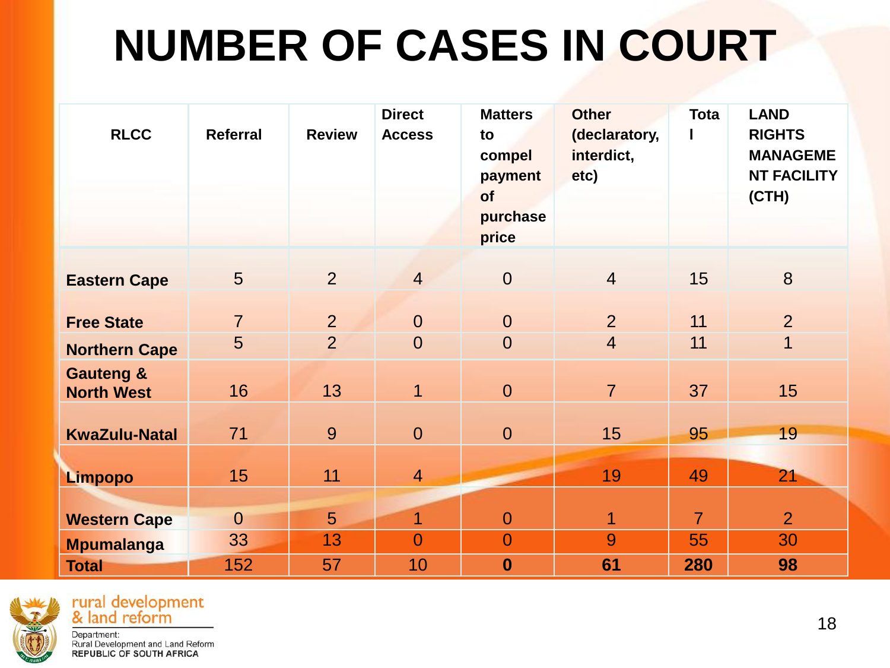# NUMBER OF CASES IN COURT

| RLCC | Referral | Review | Direct Access | Matters to compel payment of purchase price | Other (declaratory, interdict, etc) | Total | LAND RIGHTS MANAGEMENT FACILITY (CTH) |
|---|---|---|---|---|---|---|---|
| Eastern Cape | 5 | 2 | 4 | 0 | 4 | 15 | 8 |
| Free State | 7 | 2 | 0 | 0 | 2 | 11 | 2 |
| Northern Cape | 5 | 2 | 0 | 0 | 4 | 11 | 1 |
| Gauteng & North West | 16 | 13 | 1 | 0 | 7 | 37 | 15 |
| KwaZulu-Natal | 71 | 9 | 0 | 0 | 15 | 95 | 19 |
| Limpopo | 15 | 11 | 4 | | 19 | 49 | 21 |
| Western Cape | 0 | 5 | 1 | 0 | 1 | 7 | 2 |
| Mpumalanga | 33 | 13 | 0 | 0 | 9 | 55 | 30 |
| **Total** | 152 | 57 | 10 | **0** | **61** | **280** | **98** |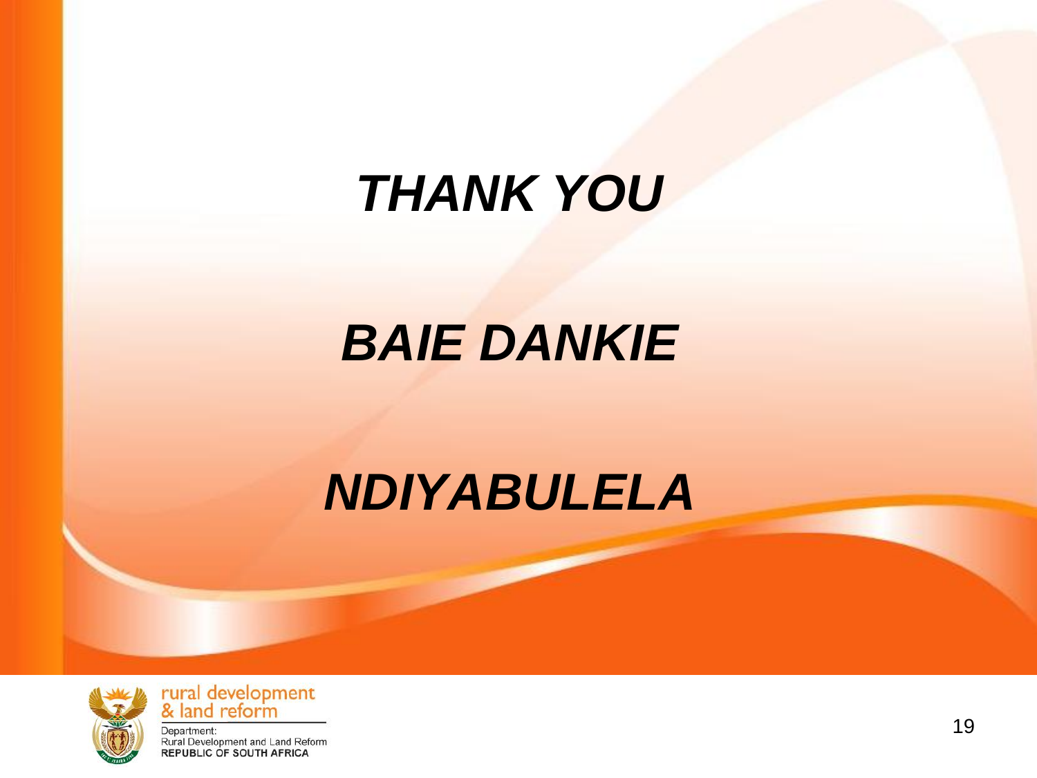***THANK YOU***

***BAIE DANKIE***

***NDIYABULELA***

rural development
& land reform

Department:
Rural Development and Land Reform
REPUBLIC OF SOUTH AFRICA